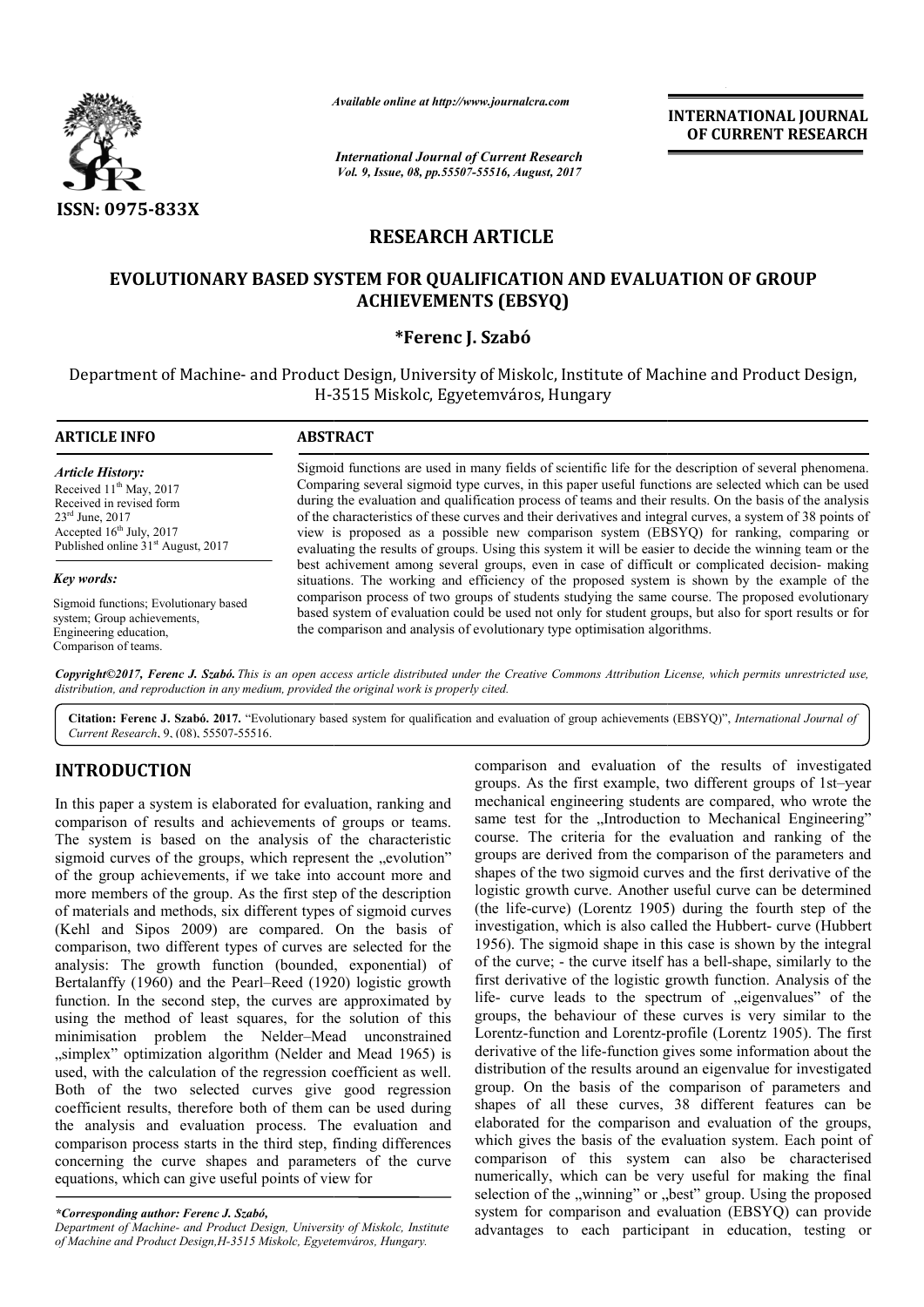*Available online at http://www.journalcra.com*

*International Journal of Current Research*
*Vol. 9, Issue, 08, pp.55507-55516, August, 2017*

**INTERNATIONAL JOURNAL OF CURRENT RESEARCH**

**ISSN: 0975-833X**

## RESEARCH ARTICLE

# EVOLUTIONARY BASED SYSTEM FOR QUALIFICATION AND EVALUATION OF GROUP ACHIEVEMENTS (EBSYQ)

**\*Ferenc J. Szabó**

Department of Machine- and Product Design, University of Miskolc, Institute of Machine and Product Design, H-3515 Miskolc, Egyetemváros, Hungary

### ARTICLE INFO

*Article History:*
Received 11th May, 2017
Received in revised form 23rd June, 2017
Accepted 16th July, 2017
Published online 31st August, 2017

*Key words:*
Sigmoid functions; Evolutionary based system; Group achievements, Engineering education, Comparison of teams.

### ABSTRACT

Sigmoid functions are used in many fields of scientific life for the description of several phenomena. Comparing several sigmoid type curves, in this paper useful functions are selected which can be used during the evaluation and qualification process of teams and their results. On the basis of the analysis of the characteristics of these curves and their derivatives and integral curves, a system of 38 points of view is proposed as a possible new comparison system (EBSYQ) for ranking, comparing or evaluating the results of groups. Using this system it will be easier to decide the winning team or the best achievement among several groups, even in case of difficult or complicated decision- making situations. The working and efficiency of the proposed system is shown by the example of the comparison process of two groups of students studying the same course. The proposed evolutionary based system of evaluation could be used not only for student groups, but also for sport results or for the comparison and analysis of evolutionary type optimisation algorithms.

***Copyright©2017, Ferenc J. Szabó.*** *This is an open access article distributed under the Creative Commons Attribution License, which permits unrestricted use, distribution, and reproduction in any medium, provided the original work is properly cited.*

**Citation: Ferenc J. Szabó. 2017.** "Evolutionary based system for qualification and evaluation of group achievements (EBSYQ)", *International Journal of Current Research*, 9, (08), 55507-55516.

## INTRODUCTION

In this paper a system is elaborated for evaluation, ranking and comparison of results and achievements of groups or teams. The system is based on the analysis of the characteristic sigmoid curves of the groups, which represent the „evolution" of the group achievements, if we take into account more and more members of the group. As the first step of the description of materials and methods, six different types of sigmoid curves (Kehl and Sipos 2009) are compared. On the basis of comparison, two different types of curves are selected for the analysis: The growth function (bounded, exponential) of Bertalanffy (1960) and the Pearl–Reed (1920) logistic growth function. In the second step, the curves are approximated by using the method of least squares, for the solution of this minimisation problem the Nelder–Mead unconstrained „simplex" optimization algorithm (Nelder and Mead 1965) is used, with the calculation of the regression coefficient as well. Both of the two selected curves give good regression coefficient results, therefore both of them can be used during the analysis and evaluation process. The evaluation and comparison process starts in the third step, finding differences concerning the curve shapes and parameters of the curve equations, which can give useful points of view for comparison and evaluation of the results of investigated groups. As the first example, two different groups of 1st–year mechanical engineering students are compared, who wrote the same test for the „Introduction to Mechanical Engineering" course. The criteria for the evaluation and ranking of the groups are derived from the comparison of the parameters and shapes of the two sigmoid curves and the first derivative of the logistic growth curve. Another useful curve can be determined (the life-curve) (Lorentz 1905) during the fourth step of the investigation, which is also called the Hubbert- curve (Hubbert 1956). The sigmoid shape in this case is shown by the integral of the curve; - the curve itself has a bell-shape, similarly to the first derivative of the logistic growth function. Analysis of the life- curve leads to the spectrum of „eigenvalues" of the groups, the behaviour of these curves is very similar to the Lorentz-function and Lorentz-profile (Lorentz 1905). The first derivative of the life-function gives some information about the distribution of the results around an eigenvalue for investigated group. On the basis of the comparison of parameters and shapes of all these curves, 38 different features can be elaborated for the comparison and evaluation of the groups, which gives the basis of the evaluation system. Each point of comparison of this system can also be characterised numerically, which can be very useful for making the final selection of the „winning" or „best" group. Using the proposed system for comparison and evaluation (EBSYQ) can provide advantages to each participant in education, testing or

*\*Corresponding author: Ferenc J. Szabó,*
*Department of Machine- and Product Design, University of Miskolc, Institute of Machine and Product Design,H-3515 Miskolc, Egyetemváros, Hungary.*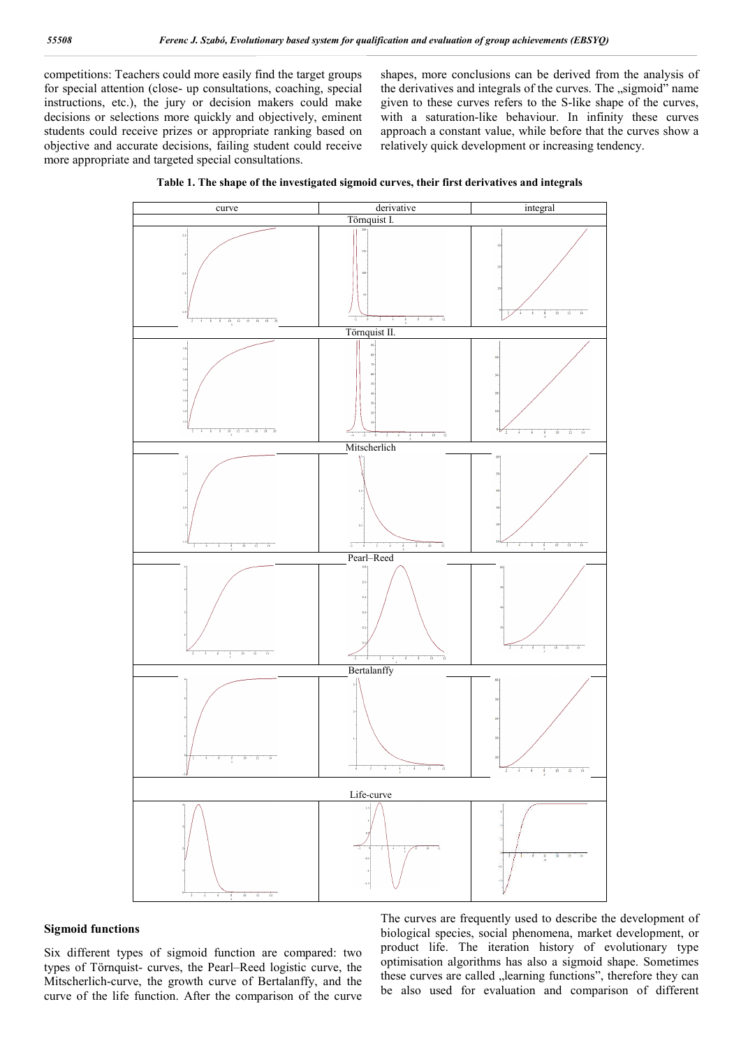competitions: Teachers could more easily find the target groups for special attention (close- up consultations, coaching, special instructions, etc.), the jury or decision makers could make decisions or selections more quickly and objectively, eminent students could receive prizes or appropriate ranking based on objective and accurate decisions, failing student could receive more appropriate and targeted special consultations.

shapes, more conclusions can be derived from the analysis of the derivatives and integrals of the curves. The „sigmoid" name given to these curves refers to the S-like shape of the curves, with a saturation-like behaviour. In infinity these curves approach a constant value, while before that the curves show a relatively quick development or increasing tendency.

**Table 1. The shape of the investigated sigmoid curves, their first derivatives and integrals**

| curve | derivative | integral |
| --- | --- | --- |
| Törnquist I. | | |
| Törnquist II. | | |
| Mitscherlich | | |
| Pearl–Reed | | |
| Bertalanffy | | |
| Life-curve | | |

## Sigmoid functions

Six different types of sigmoid function are compared: two types of Törnquist- curves, the Pearl–Reed logistic curve, the Mitscherlich-curve, the growth curve of Bertalanffy, and the curve of the life function. After the comparison of the curve

The curves are frequently used to describe the development of biological species, social phenomena, market development, or product life. The iteration history of evolutionary type optimisation algorithms has also a sigmoid shape. Sometimes these curves are called „learning functions", therefore they can be also used for evaluation and comparison of different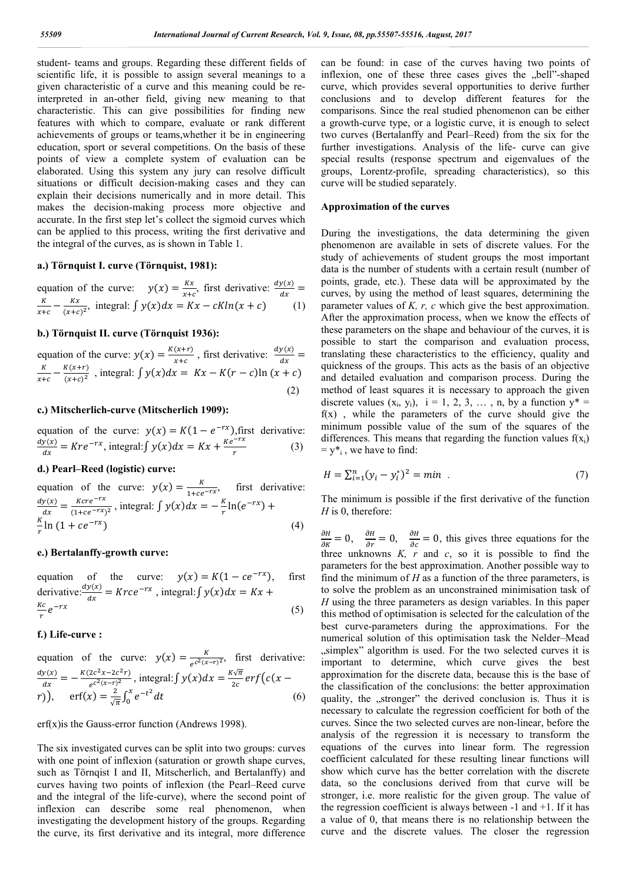student- teams and groups. Regarding these different fields of scientific life, it is possible to assign several meanings to a given characteristic of a curve and this meaning could be re-interpreted in an-other field, giving new meaning to that characteristic. This can give possibilities for finding new features with which to compare, evaluate or rank different achievements of groups or teams,whether it be in engineering education, sport or several competitions. On the basis of these points of view a complete system of evaluation can be elaborated. Using this system any jury can resolve difficult situations or difficult decision-making cases and they can explain their decisions numerically and in more detail. This makes the decision-making process more objective and accurate. In the first step let's collect the sigmoid curves which can be applied to this process, writing the first derivative and the integral of the curves, as is shown in Table 1.

### a.) Törnquist I. curve (Törnquist, 1981):

equation of the curve: $y(x) = \frac{Kx}{x+c}$, first derivative: $\frac{dy(x)}{dx} = \frac{K}{x+c} - \frac{Kx}{(x+c)^2}$, integral: $\int y(x)dx = Kx - cKln(x+c)$ (1)

### b.) Törnquist II. curve (Törnquist 1936):

equation of the curve: $y(x) = \frac{K(x+r)}{x+c}$, first derivative: $\frac{dy(x)}{dx} = \frac{K}{x+c} - \frac{K(x+r)}{(x+c)^2}$, integral: $\int y(x)dx = Kx - K(r-c)\ln(x+c)$ (2)

### c.) Mitscherlich-curve (Mitscherlich 1909):

equation of the curve: $y(x) = K(1-e^{-rx})$,first derivative: $\frac{dy(x)}{dx} = Kre^{-rx}$, integral:$\int y(x)dx = Kx + \frac{Ke^{-rx}}{r}$ (3)

### d.) Pearl–Reed (logistic) curve:

equation of the curve: $y(x) = \frac{K}{1+ce^{-rx}}$, first derivative: $\frac{dy(x)}{dx} = \frac{Kcre^{-rx}}{(1+ce^{-rx})^2}$, integral: $\int y(x)dx = -\frac{K}{r}\ln(e^{-rx}) + \frac{K}{r}\ln(1+ce^{-rx})$ (4)

### e.) Bertalanffy-growth curve:

equation of the curve: $y(x) = K(1-ce^{-rx})$, first derivative:$\frac{dy(x)}{dx} = Krce^{-rx}$, integral:$\int y(x)dx = Kx + \frac{Kc}{r}e^{-rx}$ (5)

### f.) Life-curve :

equation of the curve: $y(x) = \frac{K}{e^{c^2(x-r)^2}}$, first derivative: $\frac{dy(x)}{dx} = -\frac{K(2c^2x-2c^2r)}{e^{c^2(x-r)^2}}$, integral:$\int y(x)dx = \frac{K\sqrt{\pi}}{2c}erf(c(x-r))$, $\quad \mathrm{erf}(x) = \frac{2}{\sqrt{\pi}}\int_0^x e^{-t^2}dt$ (6)

erf(x)is the Gauss-error function (Andrews 1998).

The six investigated curves can be split into two groups: curves with one point of inflexion (saturation or growth shape curves, such as Törnqist I and II, Mitscherlich, and Bertalanffy) and curves having two points of inflexion (the Pearl–Reed curve and the integral of the life-curve), where the second point of inflexion can describe some real phenomenon, when investigating the development history of the groups. Regarding the curve, its first derivative and its integral, more difference can be found: in case of the curves having two points of inflexion, one of these three cases gives the „bell"-shaped curve, which provides several opportunities to derive further conclusions and to develop different features for the comparisons. Since the real studied phenomenon can be either a growth-curve type, or a logistic curve, it is enough to select two curves (Bertalanffy and Pearl–Reed) from the six for the further investigations. Analysis of the life- curve can give special results (response spectrum and eigenvalues of the groups, Lorentz-profile, spreading characteristics), so this curve will be studied separately.

## Approximation of the curves

During the investigations, the data determining the given phenomenon are available in sets of discrete values. For the study of achievements of student groups the most important data is the number of students with a certain result (number of points, grade, etc.). These data will be approximated by the curves, by using the method of least squares, determining the parameter values of *K, r, c* which give the best approximation. After the approximation process, when we know the effects of these parameters on the shape and behaviour of the curves, it is possible to start the comparison and evaluation process, translating these characteristics to the efficiency, quality and quickness of the groups. This acts as the basis of an objective and detailed evaluation and comparison process. During the method of least squares it is necessary to approach the given discrete values ($x_i$, $y_i$), i = 1, 2, 3, … , n, by a function $y^* = f(x)$ , while the parameters of the curve should give the minimum possible value of the sum of the squares of the differences. This means that regarding the function values $f(x_i) = y^*_i$ , we have to find:

$$H = \sum_{i=1}^{n}(y_i - y_i^*)^2 = min \quad . \tag{7}$$

The minimum is possible if the first derivative of the function *H* is 0, therefore:

$\frac{\partial H}{\partial K} = 0$, $\frac{\partial H}{\partial r} = 0$, $\frac{\partial H}{\partial c} = 0$, this gives three equations for the three unknowns *K, r* and *c*, so it is possible to find the parameters for the best approximation. Another possible way to find the minimum of *H* as a function of the three parameters, is to solve the problem as an unconstrained minimisation task of *H* using the three parameters as design variables. In this paper this method of optimisation is selected for the calculation of the best curve-parameters during the approximations. For the numerical solution of this optimisation task the Nelder–Mead „simplex" algorithm is used. For the two selected curves it is important to determine, which curve gives the best approximation for the discrete data, because this is the base of the classification of the conclusions: the better approximation quality, the „stronger" the derived conclusion is. Thus it is necessary to calculate the regression coefficient for both of the curves. Since the two selected curves are non-linear, before the analysis of the regression it is necessary to transform the equations of the curves into linear form. The regression coefficient calculated for these resulting linear functions will show which curve has the better correlation with the discrete data, so the conclusions derived from that curve will be stronger, i.e. more realistic for the given group. The value of the regression coefficient is always between -1 and +1. If it has a value of 0, that means there is no relationship between the curve and the discrete values. The closer the regression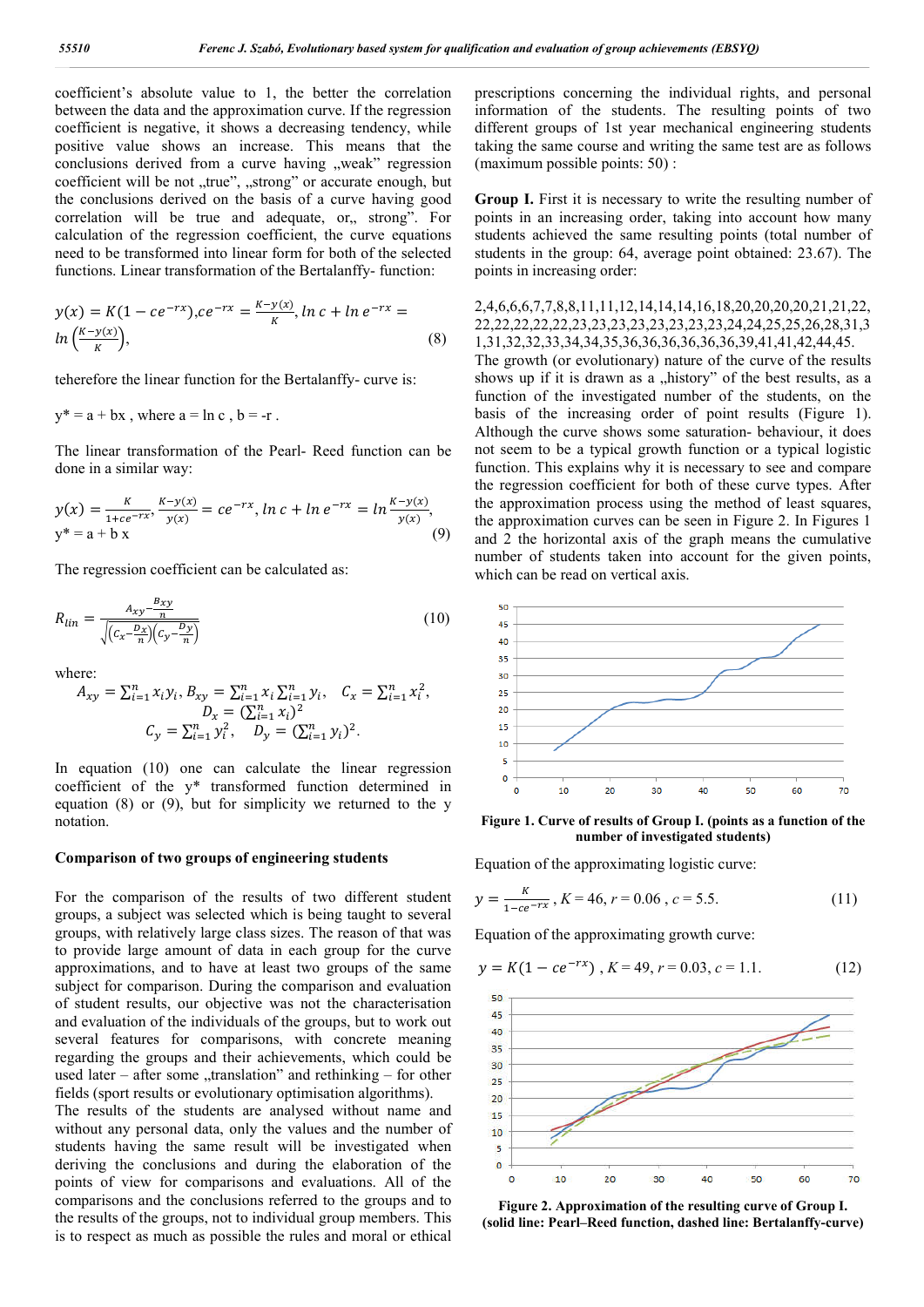coefficient's absolute value to 1, the better the correlation between the data and the approximation curve. If the regression coefficient is negative, it shows a decreasing tendency, while positive value shows an increase. This means that the conclusions derived from a curve having „weak" regression coefficient will be not „true", „strong" or accurate enough, but the conclusions derived on the basis of a curve having good correlation will be true and adequate, or„ strong". For calculation of the regression coefficient, the curve equations need to be transformed into linear form for both of the selected functions. Linear transformation of the Bertalanffy- function:

$$y(x) = K(1 - ce^{-rx}), ce^{-rx} = \frac{K-y(x)}{K}, \ln c + \ln e^{-rx} = \ln\left(\frac{K-y(x)}{K}\right), \tag{8}$$

teherefore the linear function for the Bertalanffy- curve is:

y* = a + bx , where a = ln c , b = -r .

The linear transformation of the Pearl- Reed function can be done in a similar way:

$$y(x) = \frac{K}{1+ce^{-rx}}, \frac{K-y(x)}{y(x)} = ce^{-rx}, \ln c + \ln e^{-rx} = \ln\frac{K-y(x)}{y(x)},$$
$$y^* = a + b\,x \tag{9}$$

The regression coefficient can be calculated as:

$$R_{lin} = \frac{A_{xy} - \frac{B_{xy}}{n}}{\sqrt{\left(C_x - \frac{D_x}{n}\right)\left(C_y - \frac{D_y}{n}\right)}} \tag{10}$$

where:

$$A_{xy} = \sum_{i=1}^{n} x_i y_i, B_{xy} = \sum_{i=1}^{n} x_i \sum_{i=1}^{n} y_i, \quad C_x = \sum_{i=1}^{n} x_i^2, \quad D_x = \left(\sum_{i=1}^{n} x_i\right)^2$$
$$C_y = \sum_{i=1}^{n} y_i^2, \quad D_y = \left(\sum_{i=1}^{n} y_i\right)^2.$$

In equation (10) one can calculate the linear regression coefficient of the y* transformed function determined in equation (8) or (9), but for simplicity we returned to the y notation.

### Comparison of two groups of engineering students

For the comparison of the results of two different student groups, a subject was selected which is being taught to several groups, with relatively large class sizes. The reason of that was to provide large amount of data in each group for the curve approximations, and to have at least two groups of the same subject for comparison. During the comparison and evaluation of student results, our objective was not the characterisation and evaluation of the individuals of the groups, but to work out several features for comparisons, with concrete meaning regarding the groups and their achievements, which could be used later – after some „translation" and rethinking – for other fields (sport results or evolutionary optimisation algorithms). The results of the students are analysed without name and without any personal data, only the values and the number of students having the same result will be investigated when deriving the conclusions and during the elaboration of the points of view for comparisons and evaluations. All of the comparisons and the conclusions referred to the groups and to the results of the groups, not to individual group members. This is to respect as much as possible the rules and moral or ethical prescriptions concerning the individual rights, and personal information of the students. The resulting points of two different groups of 1st year mechanical engineering students taking the same course and writing the same test are as follows (maximum possible points: 50) :

**Group I.** First it is necessary to write the resulting number of points in an increasing order, taking into account how many students achieved the same resulting points (total number of students in the group: 64, average point obtained: 23.67). The points in increasing order:

2,4,6,6,6,7,7,8,8,11,11,12,14,14,14,16,18,20,20,20,20,21,21,22, 22,22,22,22,22,23,23,23,23,23,23,23,23,24,24,25,25,26,28,31,31,32,32,33,34,34,35,36,36,36,36,36,36,39,41,41,42,44,45.

The growth (or evolutionary) nature of the curve of the results shows up if it is drawn as a „history" of the best results, as a function of the investigated number of the students, on the basis of the increasing order of point results (Figure 1). Although the curve shows some saturation- behaviour, it does not seem to be a typical growth function or a typical logistic function. This explains why it is necessary to see and compare the regression coefficient for both of these curve types. After the approximation process using the method of least squares, the approximation curves can be seen in Figure 2. In Figures 1 and 2 the horizontal axis of the graph means the cumulative number of students taken into account for the given points, which can be read on vertical axis.

**Figure 1. Curve of results of Group I. (points as a function of the number of investigated students)**

Equation of the approximating logistic curve:

$$y = \frac{K}{1-ce^{-rx}}, K = 46, r = 0.06, c = 5.5. \tag{11}$$

Equation of the approximating growth curve:

$$y = K(1 - ce^{-rx}), K = 49, r = 0.03, c = 1.1. \tag{12}$$

**Figure 2. Approximation of the resulting curve of Group I. (solid line: Pearl–Reed function, dashed line: Bertalanffy-curve)**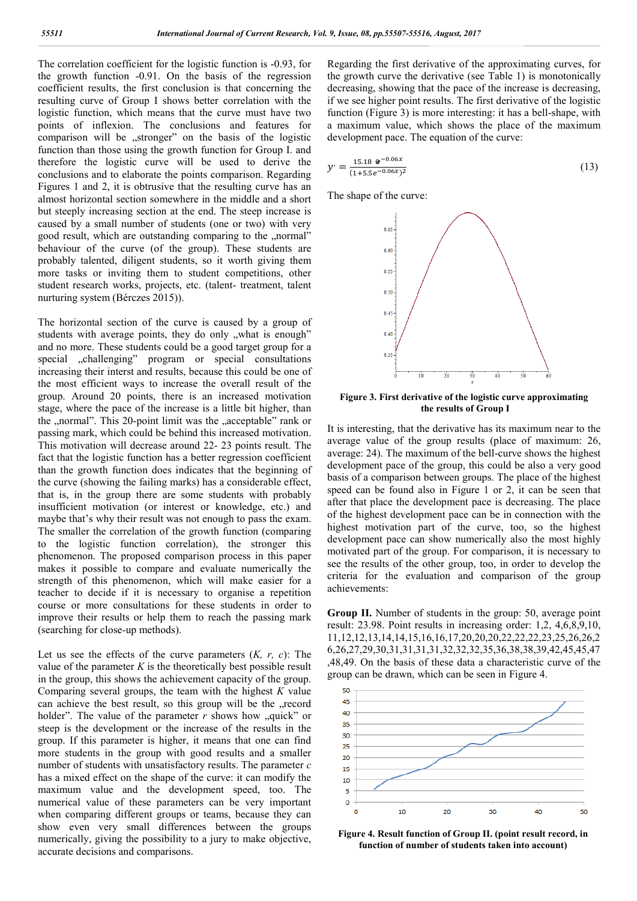The correlation coefficient for the logistic function is -0.93, for the growth function -0.91. On the basis of the regression coefficient results, the first conclusion is that concerning the resulting curve of Group I shows better correlation with the logistic function, which means that the curve must have two points of inflexion. The conclusions and features for comparison will be „stronger" on the basis of the logistic function than those using the growth function for Group I. and therefore the logistic curve will be used to derive the conclusions and to elaborate the points comparison. Regarding Figures 1 and 2, it is obtrusive that the resulting curve has an almost horizontal section somewhere in the middle and a short but steeply increasing section at the end. The steep increase is caused by a small number of students (one or two) with very good result, which are outstanding comparing to the „normal" behaviour of the curve (of the group). These students are probably talented, diligent students, so it worth giving them more tasks or inviting them to student competitions, other student research works, projects, etc. (talent- treatment, talent nurturing system (Bérczes 2015)).

The horizontal section of the curve is caused by a group of students with average points, they do only „what is enough" and no more. These students could be a good target group for a special „challenging" program or special consultations increasing their interest and results, because this could be one of the most efficient ways to increase the overall result of the group. Around 20 points, there is an increased motivation stage, where the pace of the increase is a little bit higher, than the „normal". This 20-point limit was the „acceptable" rank or passing mark, which could be behind this increased motivation. This motivation will decrease around 22- 23 points result. The fact that the logistic function has a better regression coefficient than the growth function does indicates that the beginning of the curve (showing the failing marks) has a considerable effect, that is, in the group there are some students with probably insufficient motivation (or interest or knowledge, etc.) and maybe that's why their result was not enough to pass the exam. The smaller the correlation of the growth function (comparing to the logistic function correlation), the stronger this phenomenon. The proposed comparison process in this paper makes it possible to compare and evaluate numerically the strength of this phenomenon, which will make easier for a teacher to decide if it is necessary to organise a repetition course or more consultations for these students in order to improve their results or help them to reach the passing mark (searching for close-up methods).

Let us see the effects of the curve parameters ($K$, $r$, $c$): The value of the parameter $K$ is the theoretically best possible result in the group, this shows the achievement capacity of the group. Comparing several groups, the team with the highest $K$ value can achieve the best result, so this group will be the „record holder". The value of the parameter $r$ shows how „quick" or steep is the development or the increase of the results in the group. If this parameter is higher, it means that one can find more students in the group with good results and a smaller number of students with unsatisfactory results. The parameter $c$ has a mixed effect on the shape of the curve: it can modify the maximum value and the development speed, too. The numerical value of these parameters can be very important when comparing different groups or teams, because they can show even very small differences between the groups numerically, giving the possibility to a jury to make objective, accurate decisions and comparisons.

Regarding the first derivative of the approximating curves, for the growth curve the derivative (see Table 1) is monotonically decreasing, showing that the pace of the increase is decreasing, if we see higher point results. The first derivative of the logistic function (Figure 3) is more interesting: it has a bell-shape, with a maximum value, which shows the place of the maximum development pace. The equation of the curve:

$$y' = \frac{15.18\ e^{-0.06x}}{(1+5.5e^{-0.06x})^2} \tag{13}$$

The shape of the curve:

**Figure 3. First derivative of the logistic curve approximating the results of Group I**

It is interesting, that the derivative has its maximum near to the average value of the group results (place of maximum: 26, average: 24). The maximum of the bell-curve shows the highest development pace of the group, this could be also a very good basis of a comparison between groups. The place of the highest speed can be found also in Figure 1 or 2, it can be seen that after that place the development pace is decreasing. The place of the highest development pace can be in connection with the highest motivation part of the curve, too, so the highest development pace can show numerically also the most highly motivated part of the group. For comparison, it is necessary to see the results of the other group, too, in order to develop the criteria for the evaluation and comparison of the group achievements.

**Group II.** Number of students in the group: 50, average point result: 23.98. Point results in increasing order: 1,2, 4,6,8,9,10, 11,12,12,13,14,14,15,16,16,17,20,20,20,22,22,22,23,25,26,26,26,26,27,29,30,31,31,31,31,32,32,32,35,36,38,38,39,42,45,45,47,48,49. On the basis of these data a characteristic curve of the group can be drawn, which can be seen in Figure 4.

**Figure 4. Result function of Group II. (point result record, in function of number of students taken into account)**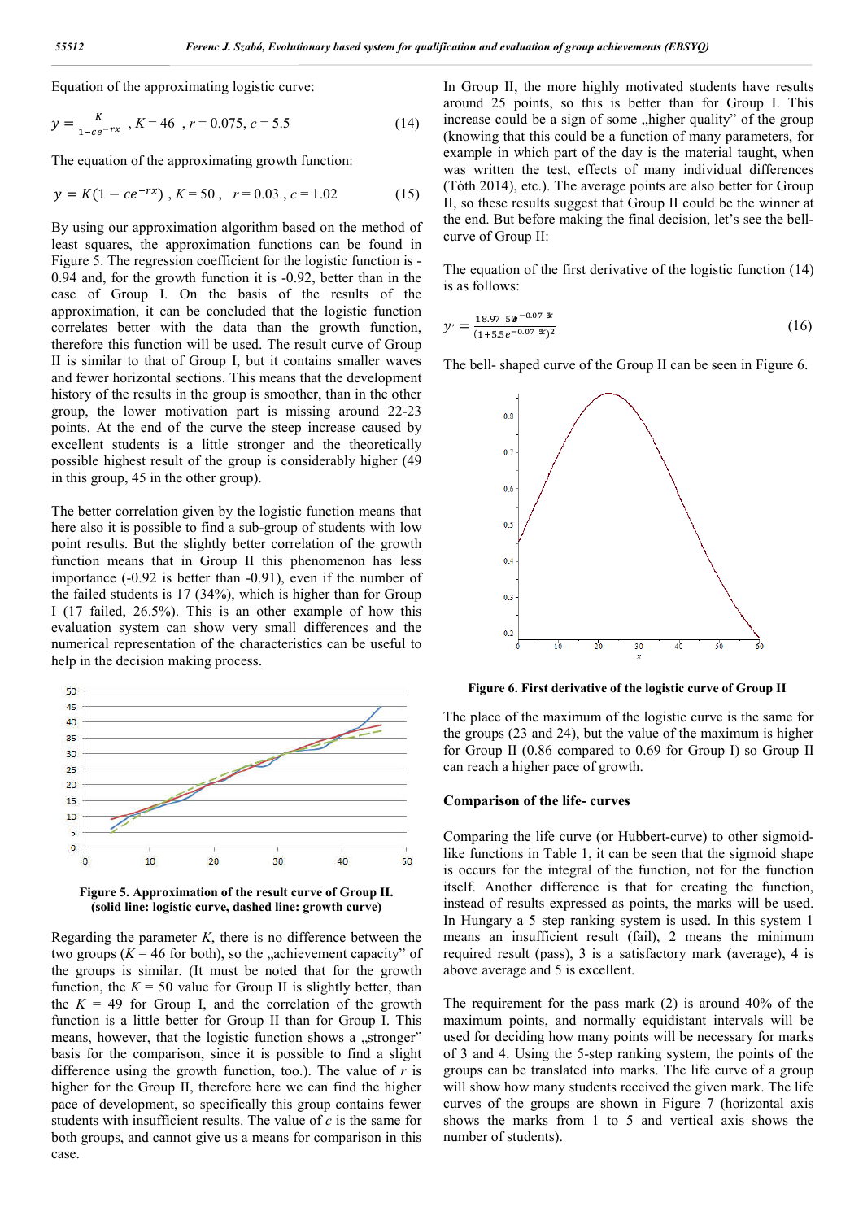Equation of the approximating logistic curve:

$$y = \frac{K}{1-ce^{-rx}} \text{ , } K = 46 \text{ , } r = 0.075, \ c = 5.5 \tag{14}$$

The equation of the approximating growth function:

$$y = K(1 - ce^{-rx}) \text{ , } K = 50 \text{ , } \ r = 0.03 \text{ , } c = 1.02 \tag{15}$$

By using our approximation algorithm based on the method of least squares, the approximation functions can be found in Figure 5. The regression coefficient for the logistic function is -0.94 and, for the growth function it is -0.92, better than in the case of Group I. On the basis of the results of the approximation, it can be concluded that the logistic function correlates better with the data than the growth function, therefore this function will be used. The result curve of Group II is similar to that of Group I, but it contains smaller waves and fewer horizontal sections. This means that the development history of the results in the group is smoother, than in the other group, the lower motivation part is missing around 22-23 points. At the end of the curve the steep increase caused by excellent students is a little stronger and the theoretically possible highest result of the group is considerably higher (49 in this group, 45 in the other group).

The better correlation given by the logistic function means that here also it is possible to find a sub-group of students with low point results. But the slightly better correlation of the growth function means that in Group II this phenomenon has less importance (-0.92 is better than -0.91), even if the number of the failed students is 17 (34%), which is higher than for Group I (17 failed, 26.5%). This is an other example of how this evaluation system can show very small differences and the numerical representation of the characteristics can be useful to help in the decision making process.

**Figure 5. Approximation of the result curve of Group II. (solid line: logistic curve, dashed line: growth curve)**

Regarding the parameter $K$, there is no difference between the two groups ($K = 46$ for both), so the „achievement capacity" of the groups is similar. (It must be noted that for the growth function, the $K = 50$ value for Group II is slightly better, than the $K = 49$ for Group I, and the correlation of the growth function is a little better for Group II than for Group I. This means, however, that the logistic function shows a „stronger" basis for the comparison, since it is possible to find a slight difference using the growth function, too.). The value of $r$ is higher for the Group II, therefore here we can find the higher pace of development, so specifically this group contains fewer students with insufficient results. The value of $c$ is the same for both groups, and cannot give us a means for comparison in this case.

In Group II, the more highly motivated students have results around 25 points, so this is better than for Group I. This increase could be a sign of some „higher quality" of the group (knowing that this could be a function of many parameters, for example in which part of the day is the material taught, when was written the test, effects of many individual differences (Tóth 2014), etc.). The average points are also better for Group II, so these results suggest that Group II could be the winner at the end. But before making the final decision, let's see the bell-curve of Group II:

The equation of the first derivative of the logistic function (14) is as follows:

$$y' = \frac{18.97 \ 5e^{-0.07 \ 5x}}{(1+5.5e^{-0.07 \ 5x})^2} \tag{16}$$

The bell- shaped curve of the Group II can be seen in Figure 6.

**Figure 6. First derivative of the logistic curve of Group II**

The place of the maximum of the logistic curve is the same for the groups (23 and 24), but the value of the maximum is higher for Group II (0.86 compared to 0.69 for Group I) so Group II can reach a higher pace of growth.

### Comparison of the life- curves

Comparing the life curve (or Hubbert-curve) to other sigmoid-like functions in Table 1, it can be seen that the sigmoid shape is occurs for the integral of the function, not for the function itself. Another difference is that for creating the function, instead of results expressed as points, the marks will be used. In Hungary a 5 step ranking system is used. In this system 1 means an insufficient result (fail), 2 means the minimum required result (pass), 3 is a satisfactory mark (average), 4 is above average and 5 is excellent.

The requirement for the pass mark (2) is around 40% of the maximum points, and normally equidistant intervals will be used for deciding how many points will be necessary for marks of 3 and 4. Using the 5-step ranking system, the points of the groups can be translated into marks. The life curve of a group will show how many students received the given mark. The life curves of the groups are shown in Figure 7 (horizontal axis shows the marks from 1 to 5 and vertical axis shows the number of students).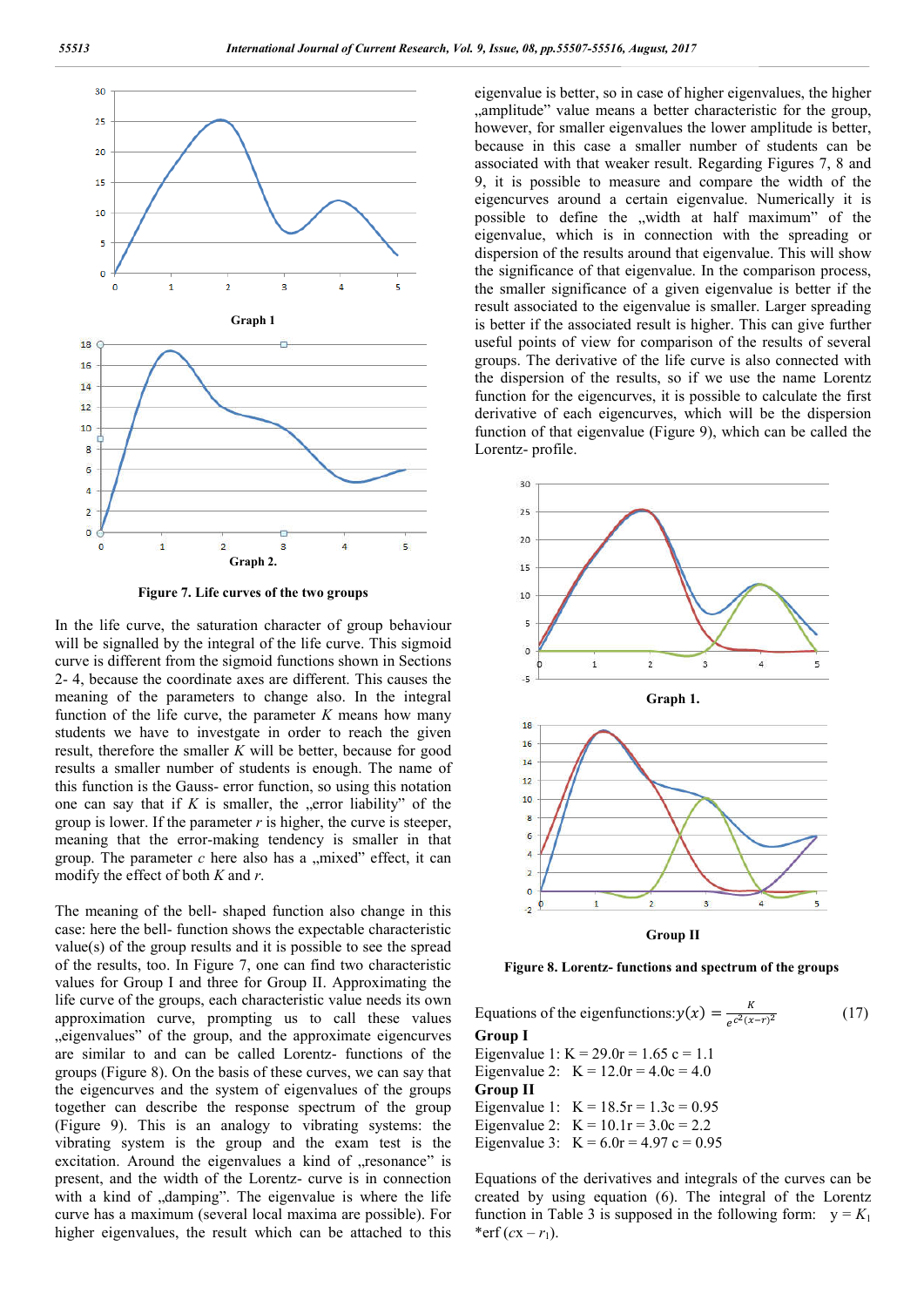Graph 1

Graph 2.

**Figure 7. Life curves of the two groups**

In the life curve, the saturation character of group behaviour will be signalled by the integral of the life curve. This sigmoid curve is different from the sigmoid functions shown in Sections 2- 4, because the coordinate axes are different. This causes the meaning of the parameters to change also. In the integral function of the life curve, the parameter $K$ means how many students we have to investgate in order to reach the given result, therefore the smaller $K$ will be better, because for good results a smaller number of students is enough. The name of this function is the Gauss- error function, so using this notation one can say that if $K$ is smaller, the „error liability" of the group is lower. If the parameter $r$ is higher, the curve is steeper, meaning that the error-making tendency is smaller in that group. The parameter $c$ here also has a „mixed" effect, it can modify the effect of both $K$ and $r$.

The meaning of the bell- shaped function also change in this case: here the bell- function shows the expectable characteristic value(s) of the group results and it is possible to see the spread of the results, too. In Figure 7, one can find two characteristic values for Group I and three for Group II. Approximating the life curve of the groups, each characteristic value needs its own approximation curve, prompting us to call these values „eigenvalues" of the group, and the approximate eigencurves are similar to and can be called Lorentz- functions of the groups (Figure 8). On the basis of these curves, we can say that the eigencurves and the system of eigenvalues of the groups together can describe the response spectrum of the group (Figure 9). This is an analogy to vibrating systems: the vibrating system is the group and the exam test is the excitation. Around the eigenvalues a kind of „resonance" is present, and the width of the Lorentz- curve is in connection with a kind of „damping". The eigenvalue is where the life curve has a maximum (several local maxima are possible). For higher eigenvalues, the result which can be attached to this eigenvalue is better, so in case of higher eigenvalues, the higher „amplitude" value means a better characteristic for the group, however, for smaller eigenvalues the lower amplitude is better, because in this case a smaller number of students can be associated with that weaker result. Regarding Figures 7, 8 and 9, it is possible to measure and compare the width of the eigencurves around a certain eigenvalue. Numerically it is possible to define the „width at half maximum" of the eigenvalue, which is in connection with the spreading or dispersion of the results around that eigenvalue. This will show the significance of that eigenvalue. In the comparison process, the smaller significance of a given eigenvalue is better if the result associated to the eigenvalue is smaller. Larger spreading is better if the associated result is higher. This can give further useful points of view for comparison of the results of several groups. The derivative of the life curve is also connected with the dispersion of the results, so if we use the name Lorentz function for the eigencurves, it is possible to calculate the first derivative of each eigencurves, which will be the dispersion function of that eigenvalue (Figure 9), which can be called the Lorentz- profile.

Graph 1.

Group II

**Figure 8. Lorentz- functions and spectrum of the groups**

Equations of the eigenfunctions: $y(x) = \frac{K}{e^{c^2(x-r)^2}}$ (17)

**Group I**

Eigenvalue 1: K = 29.0 r = 1.65 c = 1.1

Eigenvalue 2: K = 12.0 r = 4.0 c = 4.0

**Group II**

Eigenvalue 1: K = 18.5 r = 1.3 c = 0.95

Eigenvalue 2: K = 10.1 r = 3.0 c = 2.2

Eigenvalue 3: K = 6.0 r = 4.97 c = 0.95

Equations of the derivatives and integrals of the curves can be created by using equation (6). The integral of the Lorentz function in Table 3 is supposed in the following form: $y = K_1 * \mathrm{erf}(cx - r_1)$.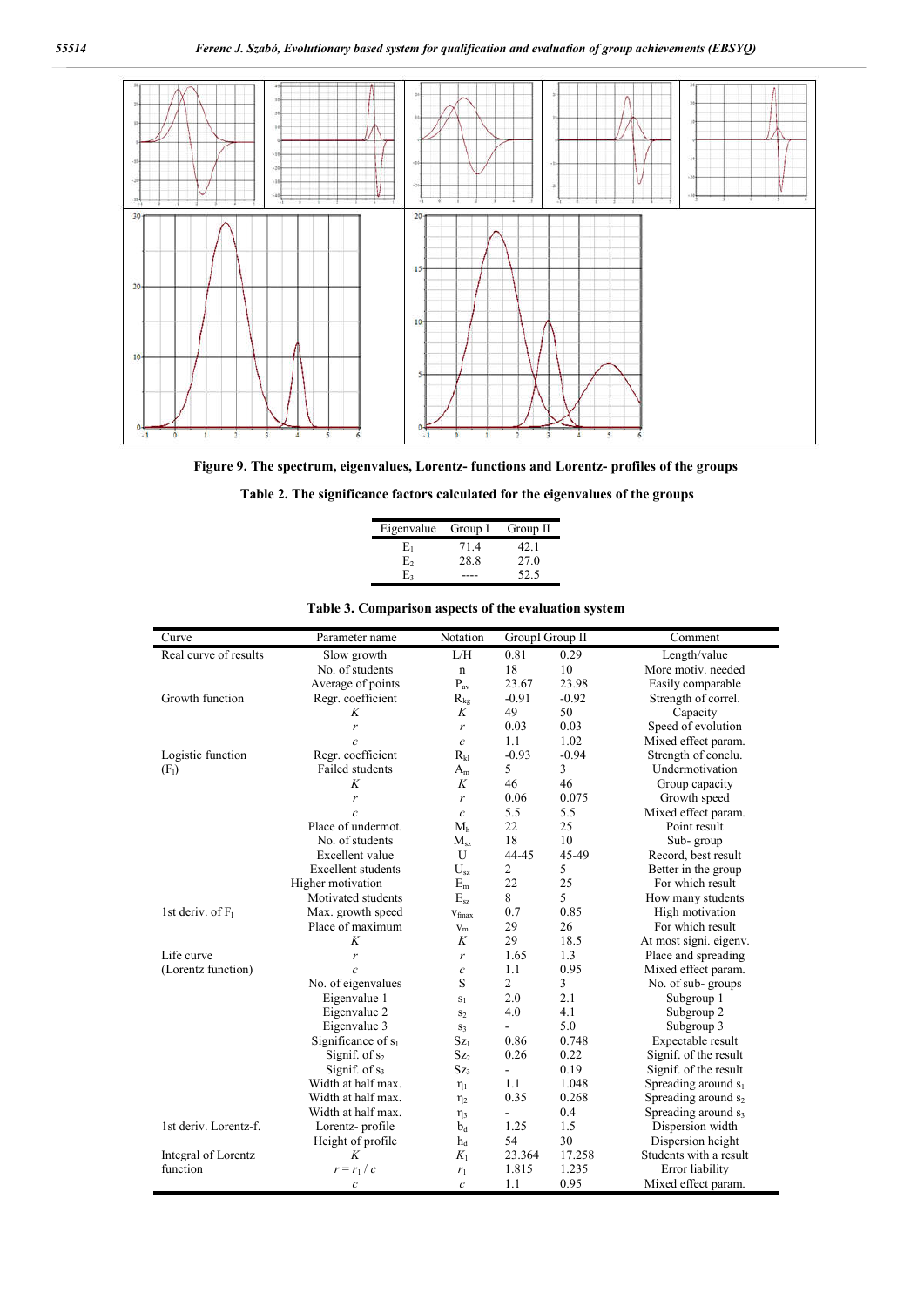**Figure 9. The spectrum, eigenvalues, Lorentz- functions and Lorentz- profiles of the groups**

**Table 2. The significance factors calculated for the eigenvalues of the groups**

| Eigenvalue | Group I | Group II |
|---|---|---|
| $E_1$ | 71.4 | 42.1 |
| $E_2$ | 28.8 | 27.0 |
| $E_3$ | ---- | 52.5 |

**Table 3. Comparison aspects of the evaluation system**

| Curve | Parameter name | Notation | GroupI | Group II | Comment |
|---|---|---|---|---|---|
| Real curve of results | Slow growth | L/H | 0.81 | 0.29 | Length/value |
| | No. of students | n | 18 | 10 | More motiv. needed |
| | Average of points | $P_{av}$ | 23.67 | 23.98 | Easily comparable |
| Growth function | Regr. coefficient | $R_{kg}$ | -0.91 | -0.92 | Strength of correl. |
| | $K$ | $K$ | 49 | 50 | Capacity |
| | $r$ | $r$ | 0.03 | 0.03 | Speed of evolution |
| | $c$ | $c$ | 1.1 | 1.02 | Mixed effect param. |
| Logistic function ($F_l$) | Regr. coefficient | $R_{kl}$ | -0.93 | -0.94 | Strength of conclu. |
| | Failed students | $A_m$ | 5 | 3 | Undermotivation |
| | $K$ | $K$ | 46 | 46 | Group capacity |
| | $r$ | $r$ | 0.06 | 0.075 | Growth speed |
| | $c$ | $c$ | 5.5 | 5.5 | Mixed effect param. |
| | Place of undermot. | $M_h$ | 22 | 25 | Point result |
| | No. of students | $M_{sz}$ | 18 | 10 | Sub- group |
| | Excellent value | U | 44-45 | 45-49 | Record, best result |
| | Excellent students | $U_{sz}$ | 2 | 5 | Better in the group |
| | Higher motivation | $E_m$ | 22 | 25 | For which result |
| | Motivated students | $E_{sz}$ | 8 | 5 | How many students |
| 1st deriv. of $F_l$ | Max. growth speed | $v_{fmax}$ | 0.7 | 0.85 | High motivation |
| | Place of maximum | $v_m$ | 29 | 26 | For which result |
| Life curve (Lorentz function) | $K$ | $K$ | 29 | 18.5 | At most signi. eigenv. |
| | $r$ | $r$ | 1.65 | 1.3 | Place and spreading |
| | $c$ | $c$ | 1.1 | 0.95 | Mixed effect param. |
| | No. of eigenvalues | S | 2 | 3 | No. of sub- groups |
| | Eigenvalue 1 | $s_1$ | 2.0 | 2.1 | Subgroup 1 |
| | Eigenvalue 2 | $s_2$ | 4.0 | 4.1 | Subgroup 2 |
| | Eigenvalue 3 | $s_3$ | - | 5.0 | Subgroup 3 |
| | Significance of $s_1$ | $Sz_1$ | 0.86 | 0.748 | Expectable result |
| | Signif. of $s_2$ | $Sz_2$ | 0.26 | 0.22 | Signif. of the result |
| | Signif. of $s_3$ | $Sz_3$ | - | 0.19 | Signif. of the result |
| | Width at half max. | $\eta_1$ | 1.1 | 1.048 | Spreading around $s_1$ |
| | Width at half max. | $\eta_2$ | 0.35 | 0.268 | Spreading around $s_2$ |
| | Width at half max. | $\eta_3$ | - | 0.4 | Spreading around $s_3$ |
| 1st deriv. Lorentz-f. | Lorentz- profile | $b_d$ | 1.25 | 1.5 | Dispersion width |
| | Height of profile | $h_d$ | 54 | 30 | Dispersion height |
| Integral of Lorentz function | $K$ | $K_1$ | 23.364 | 17.258 | Students with a result |
| | $r = r_1 / c$ | $r_1$ | 1.815 | 1.235 | Error liability |
| | $c$ | $c$ | 1.1 | 0.95 | Mixed effect param. |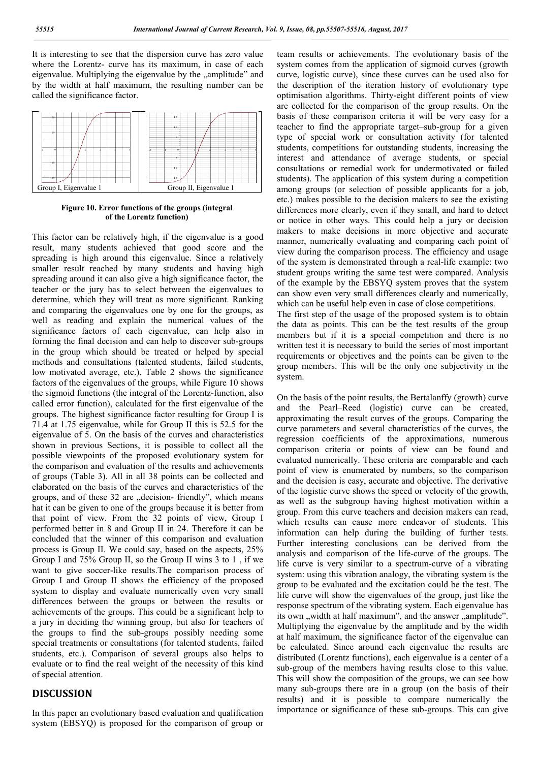It is interesting to see that the dispersion curve has zero value where the Lorentz- curve has its maximum, in case of each eigenvalue. Multiplying the eigenvalue by the „amplitude" and by the width at half maximum, the resulting number can be called the significance factor.

Group I, Eigenvalue 1 | Group II, Eigenvalue 1

**Figure 10. Error functions of the groups (integral of the Lorentz function)**

This factor can be relatively high, if the eigenvalue is a good result, many students achieved that good score and the spreading is high around this eigenvalue. Since a relatively smaller result reached by many students and having high spreading around it can also give a high significance factor, the teacher or the jury has to select between the eigenvalues to determine, which they will treat as more significant. Ranking and comparing the eigenvalues one by one for the groups, as well as reading and explain the numerical values of the significance factors of each eigenvalue, can help also in forming the final decision and can help to discover sub-groups in the group which should be treated or helped by special methods and consultations (talented students, failed students, low motivated average, etc.). Table 2 shows the significance factors of the eigenvalues of the groups, while Figure 10 shows the sigmoid functions (the integral of the Lorentz-function, also called error function), calculated for the first eigenvalue of the groups. The highest significance factor resulting for Group I is 71.4 at 1.75 eigenvalue, while for Group II this is 52.5 for the eigenvalue of 5. On the basis of the curves and characteristics shown in previous Sections, it is possible to collect all the possible viewpoints of the proposed evolutionary system for the comparison and evaluation of the results and achievements of groups (Table 3). All in all 38 points can be collected and elaborated on the basis of the curves and characteristics of the groups, and of these 32 are „decision- friendly", which means hat it can be given to one of the groups because it is better from that point of view. From the 32 points of view, Group I performed better in 8 and Group II in 24. Therefore it can be concluded that the winner of this comparison and evaluation process is Group II. We could say, based on the aspects, 25% Group I and 75% Group II, so the Group II wins 3 to 1 , if we want to give soccer-like results.The comparison process of Group I and Group II shows the efficiency of the proposed system to display and evaluate numerically even very small differences between the groups or between the results or achievements of the groups. This could be a significant help to a jury in deciding the winning group, but also for teachers of the groups to find the sub-groups possibly needing some special treatments or consultations (for talented students, failed students, etc.). Comparison of several groups also helps to evaluate or to find the real weight of the necessity of this kind of special attention.

## DISCUSSION

In this paper an evolutionary based evaluation and qualification system (EBSYQ) is proposed for the comparison of group or team results or achievements. The evolutionary basis of the system comes from the application of sigmoid curves (growth curve, logistic curve), since these curves can be used also for the description of the iteration history of evolutionary type optimisation algorithms. Thirty-eight different points of view are collected for the comparison of the group results. On the basis of these comparison criteria it will be very easy for a teacher to find the appropriate target–sub-group for a given type of special work or consultation activity (for talented students, competitions for outstanding students, increasing the interest and attendance of average students, or special consultations or remedial work for undermotivated or failed students). The application of this system during a competition among groups (or selection of possible applicants for a job, etc.) makes possible to the decision makers to see the existing differences more clearly, even if they small, and hard to detect or notice in other ways. This could help a jury or decision makers to make decisions in more objective and accurate manner, numerically evaluating and comparing each point of view during the comparison process. The efficiency and usage of the system is demonstrated through a real-life example: two student groups writing the same test were compared. Analysis of the example by the EBSYQ system proves that the system can show even very small differences clearly and numerically, which can be useful help even in case of close competitions.

The first step of the usage of the proposed system is to obtain the data as points. This can be the test results of the group members but if it is a special competition and there is no written test it is necessary to build the series of most important requirements or objectives and the points can be given to the group members. This will be the only one subjectivity in the system.

On the basis of the point results, the Bertalanffy (growth) curve and the Pearl–Reed (logistic) curve can be created, approximating the result curves of the groups. Comparing the curve parameters and several characteristics of the curves, the regression coefficients of the approximations, numerous comparison criteria or points of view can be found and evaluated numerically. These criteria are comparable and each point of view is enumerated by numbers, so the comparison and the decision is easy, accurate and objective. The derivative of the logistic curve shows the speed or velocity of the growth, as well as the subgroup having highest motivation within a group. From this curve teachers and decision makers can read, which results can cause more endeavor of students. This information can help during the building of further tests. Further interesting conclusions can be derived from the analysis and comparison of the life-curve of the groups. The life curve is very similar to a spectrum-curve of a vibrating system: using this vibration analogy, the vibrating system is the group to be evaluated and the excitation could be the test. The life curve will show the eigenvalues of the group, just like the response spectrum of the vibrating system. Each eigenvalue has its own „width at half maximum", and the answer „amplitude". Multiplying the eigenvalue by the amplitude and by the width at half maximum, the significance factor of the eigenvalue can be calculated. Since around each eigenvalue the results are distributed (Lorentz functions), each eigenvalue is a center of a sub-group of the members having results close to this value. This will show the composition of the groups, we can see how many sub-groups there are in a group (on the basis of their results) and it is possible to compare numerically the importance or significance of these sub-groups. This can give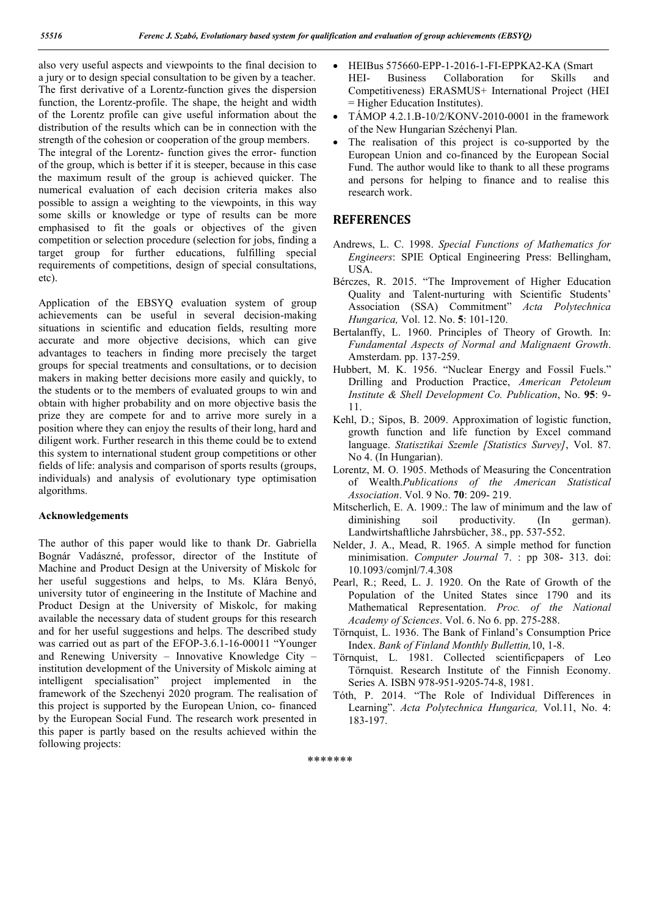also very useful aspects and viewpoints to the final decision to a jury or to design special consultation to be given by a teacher. The first derivative of a Lorentz-function gives the dispersion function, the Lorentz-profile. The shape, the height and width of the Lorentz profile can give useful information about the distribution of the results which can be in connection with the strength of the cohesion or cooperation of the group members. The integral of the Lorentz- function gives the error- function of the group, which is better if it is steeper, because in this case the maximum result of the group is achieved quicker. The numerical evaluation of each decision criteria makes also possible to assign a weighting to the viewpoints, in this way some skills or knowledge or type of results can be more emphasised to fit the goals or objectives of the given competition or selection procedure (selection for jobs, finding a target group for further educations, fulfilling special requirements of competitions, design of special consultations, etc).

Application of the EBSYQ evaluation system of group achievements can be useful in several decision-making situations in scientific and education fields, resulting more accurate and more objective decisions, which can give advantages to teachers in finding more precisely the target groups for special treatments and consultations, or to decision makers in making better decisions more easily and quickly, to the students or to the members of evaluated groups to win and obtain with higher probability and on more objective basis the prize they are compete for and to arrive more surely in a position where they can enjoy the results of their long, hard and diligent work. Further research in this theme could be to extend this system to international student group competitions or other fields of life: analysis and comparison of sports results (groups, individuals) and analysis of evolutionary type optimisation algorithms.

**Acknowledgements**

The author of this paper would like to thank Dr. Gabriella Bognár Vadászné, professor, director of the Institute of Machine and Product Design at the University of Miskolc for her useful suggestions and helps, to Ms. Klára Benyó, university tutor of engineering in the Institute of Machine and Product Design at the University of Miskolc, for making available the necessary data of student groups for this research and for her useful suggestions and helps. The described study was carried out as part of the EFOP-3.6.1-16-00011 "Younger and Renewing University – Innovative Knowledge City – institution development of the University of Miskolc aiming at intelligent specialisation" project implemented in the framework of the Szechenyi 2020 program. The realisation of this project is supported by the European Union, co- financed by the European Social Fund. The research work presented in this paper is partly based on the results achieved within the following projects:

- HEIBus 575660-EPP-1-2016-1-FI-EPPKA2-KA (Smart HEI- Business Collaboration for Skills and Competitiveness) ERASMUS+ International Project (HEI = Higher Education Institutes).
- TÁMOP 4.2.1.B-10/2/KONV-2010-0001 in the framework of the New Hungarian Széchenyi Plan.
- The realisation of this project is co-supported by the European Union and co-financed by the European Social Fund. The author would like to thank to all these programs and persons for helping to finance and to realise this research work.

## REFERENCES

Andrews, L. C. 1998. *Special Functions of Mathematics for Engineers*: SPIE Optical Engineering Press: Bellingham, USA.

Bérczes, R. 2015. "The Improvement of Higher Education Quality and Talent-nurturing with Scientific Students' Association (SSA) Commitment" *Acta Polytechnica Hungarica,* Vol. 12. No. **5**: 101-120.

Bertalanffy, L. 1960. Principles of Theory of Growth. In: *Fundamental Aspects of Normal and Malignaent Growth*. Amsterdam. pp. 137-259.

Hubbert, M. K. 1956. "Nuclear Energy and Fossil Fuels." Drilling and Production Practice, *American Petoleum Institute & Shell Development Co. Publication*, No. **95**: 9-11.

Kehl, D.; Sipos, B. 2009. Approximation of logistic function, growth function and life function by Excel command language. *Statisztikai Szemle [Statistics Survey]*, Vol. 87. No 4. (In Hungarian).

Lorentz, M. O. 1905. Methods of Measuring the Concentration of Wealth.*Publications of the American Statistical Association*. Vol. 9 No. **70**: 209- 219.

Mitscherlich, E. A. 1909.: The law of minimum and the law of diminishing soil productivity. (In german). Landwirtshaftliche Jahrsbücher, 38., pp. 537-552.

Nelder, J. A., Mead, R. 1965. A simple method for function minimisation. *Computer Journal* 7. : pp 308- 313. doi: 10.1093/comjnl/7.4.308

Pearl, R.; Reed, L. J. 1920. On the Rate of Growth of the Population of the United States since 1790 and its Mathematical Representation. *Proc. of the National Academy of Sciences*. Vol. 6. No 6. pp. 275-288.

Törnquist, L. 1936. The Bank of Finland's Consumption Price Index. *Bank of Finland Monthly Bullettin,*10, 1-8.

Törnquist, L. 1981. Collected scientificpapers of Leo Törnquist. Research Institute of the Finnish Economy. Series A. ISBN 978-951-9205-74-8, 1981.

Tóth, P. 2014. "The Role of Individual Differences in Learning". *Acta Polytechnica Hungarica,* Vol.11, No. 4: 183-197.

*******